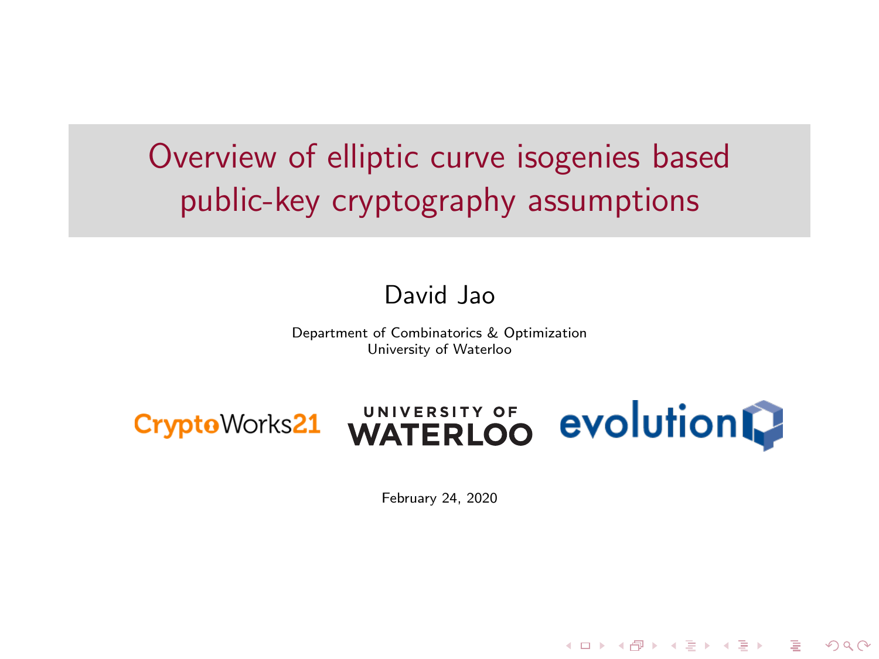# Overview of elliptic curve isogenies based public-key cryptography assumptions

David Jao

Department of Combinatorics & Optimization
University of Waterloo

CryptoWorks21 UNIVERSITY OF WATERLOO evolutionQ

February 24, 2020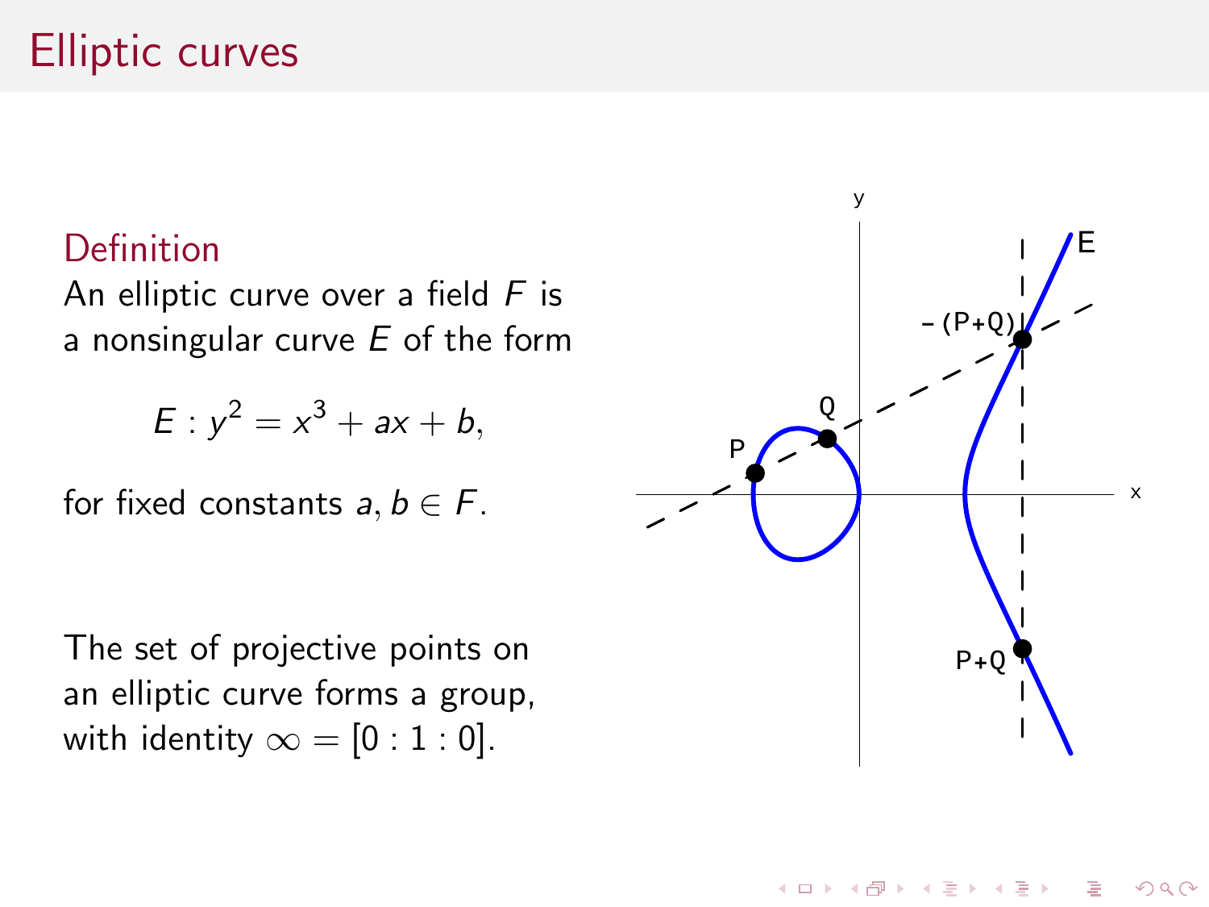# Elliptic curves

**Definition**

An elliptic curve over a field $F$ is a nonsingular curve $E$ of the form

$$E : y^2 = x^3 + ax + b,$$

for fixed constants $a, b \in F$.

The set of projective points on an elliptic curve forms a group, with identity $\infty = [0 : 1 : 0]$.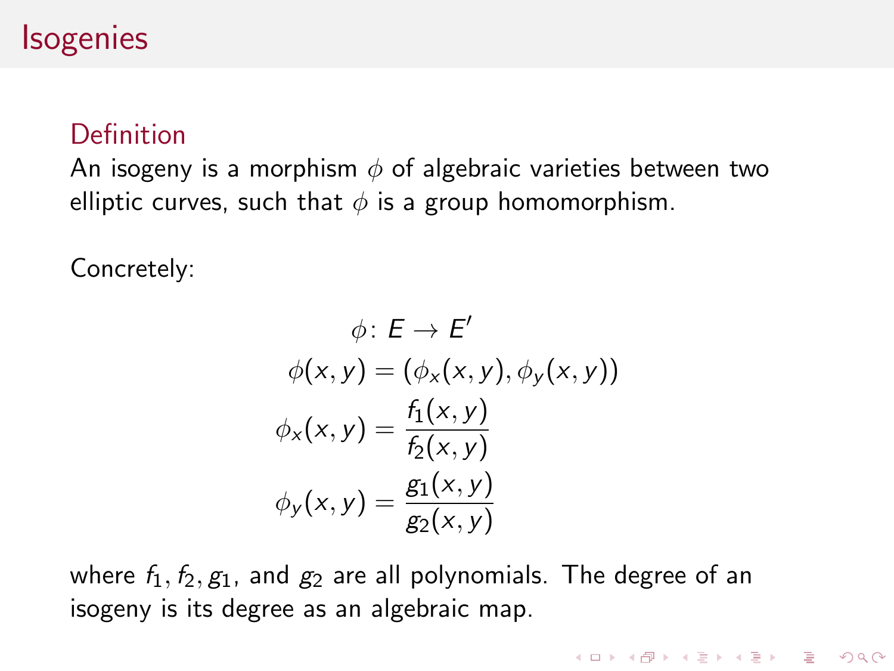# Isogenies

## Definition

An isogeny is a morphism $\phi$ of algebraic varieties between two elliptic curves, such that $\phi$ is a group homomorphism.

Concretely:

$$\phi \colon E \to E'$$

$$\phi(x, y) = (\phi_x(x, y), \phi_y(x, y))$$

$$\phi_x(x, y) = \frac{f_1(x, y)}{f_2(x, y)}$$

$$\phi_y(x, y) = \frac{g_1(x, y)}{g_2(x, y)}$$

where $f_1, f_2, g_1$, and $g_2$ are all polynomials. The degree of an isogeny is its degree as an algebraic map.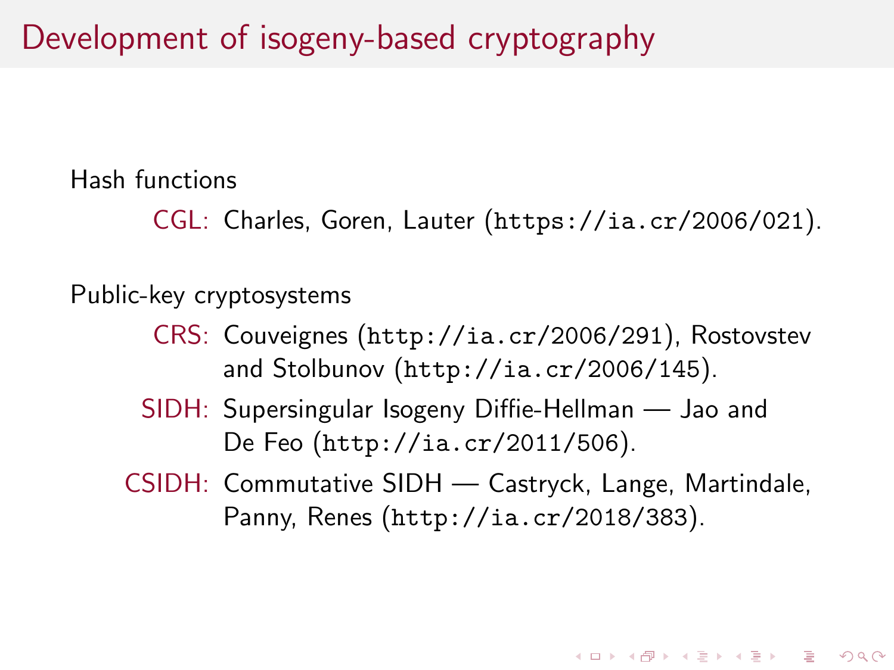# Development of isogeny-based cryptography

Hash functions

- CGL: Charles, Goren, Lauter (https://ia.cr/2006/021).

Public-key cryptosystems

- CRS: Couveignes (http://ia.cr/2006/291), Rostovstev and Stolbunov (http://ia.cr/2006/145).
- SIDH: Supersingular Isogeny Diffie-Hellman — Jao and De Feo (http://ia.cr/2011/506).
- CSIDH: Commutative SIDH — Castryck, Lange, Martindale, Panny, Renes (http://ia.cr/2018/383).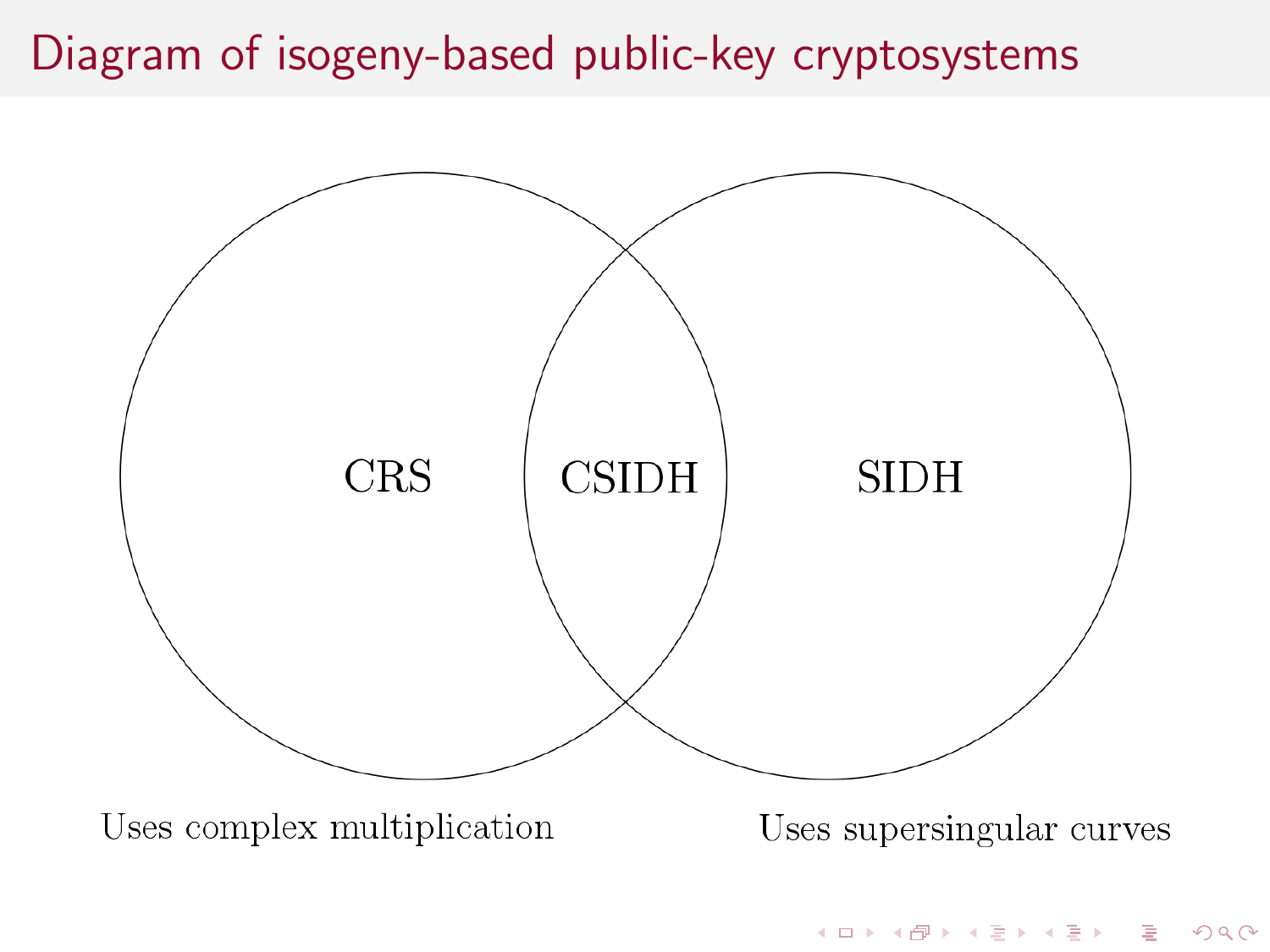# Diagram of isogeny-based public-key cryptosystems

CRS

CSIDH

SIDH

Uses complex multiplication

Uses supersingular curves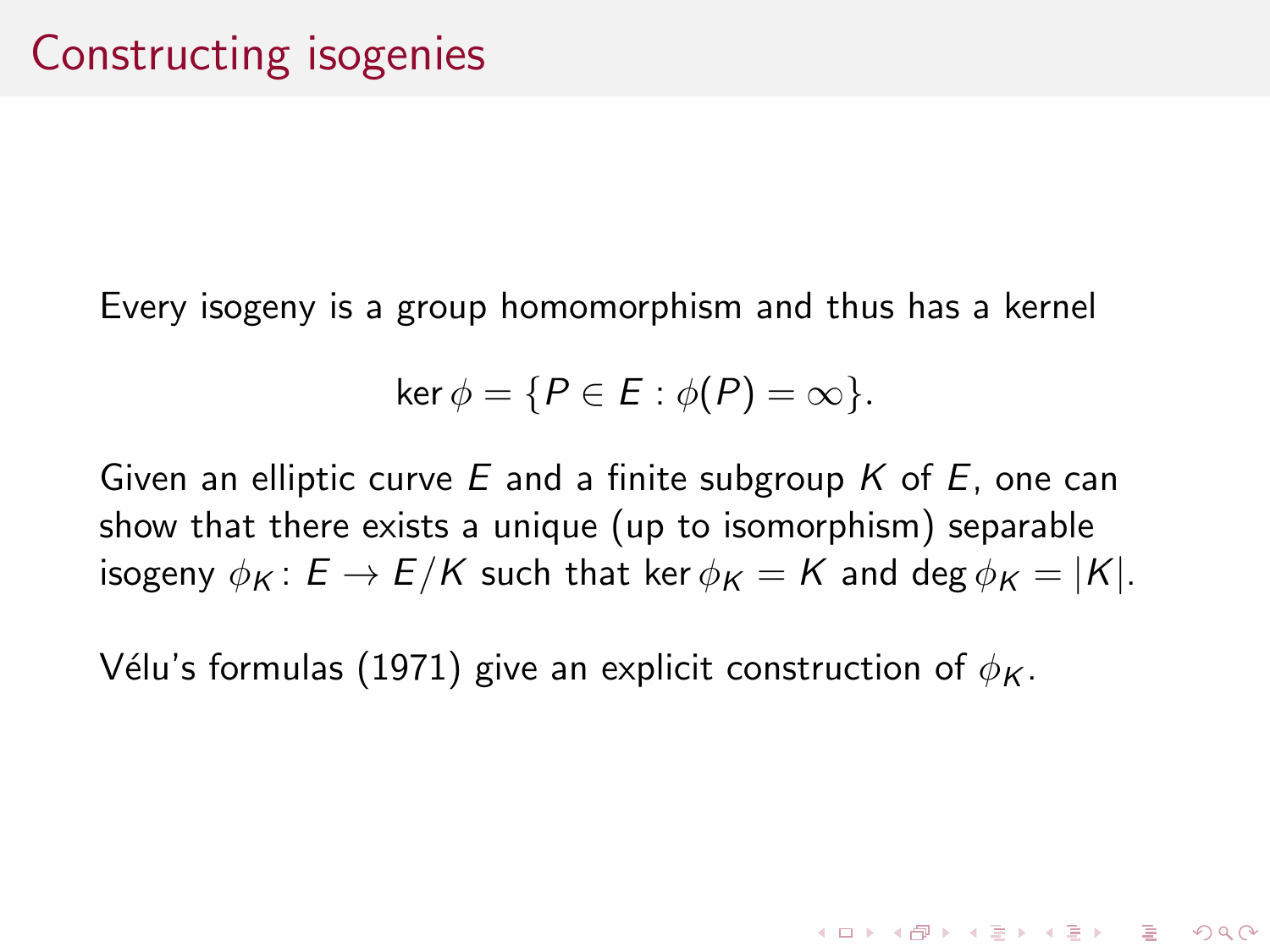# Constructing isogenies

Every isogeny is a group homomorphism and thus has a kernel

$$\ker \phi = \{P \in E : \phi(P) = \infty\}.$$

Given an elliptic curve $E$ and a finite subgroup $K$ of $E$, one can show that there exists a unique (up to isomorphism) separable isogeny $\phi_K \colon E \to E/K$ such that $\ker \phi_K = K$ and $\deg \phi_K = |K|$.

Vélu's formulas (1971) give an explicit construction of $\phi_K$.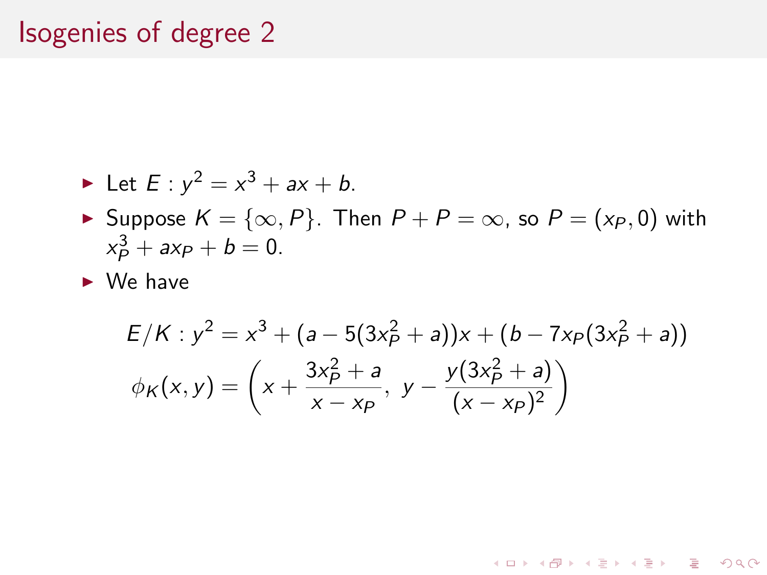# Isogenies of degree 2

- Let $E : y^2 = x^3 + ax + b$.
- Suppose $K = \{\infty, P\}$. Then $P + P = \infty$, so $P = (x_P, 0)$ with $x_P^3 + ax_P + b = 0$.
- We have

$$E/K : y^2 = x^3 + (a - 5(3x_P^2 + a))x + (b - 7x_P(3x_P^2 + a))$$

$$\phi_K(x, y) = \left( x + \frac{3x_P^2 + a}{x - x_P},\ y - \frac{y(3x_P^2 + a)}{(x - x_P)^2} \right)$$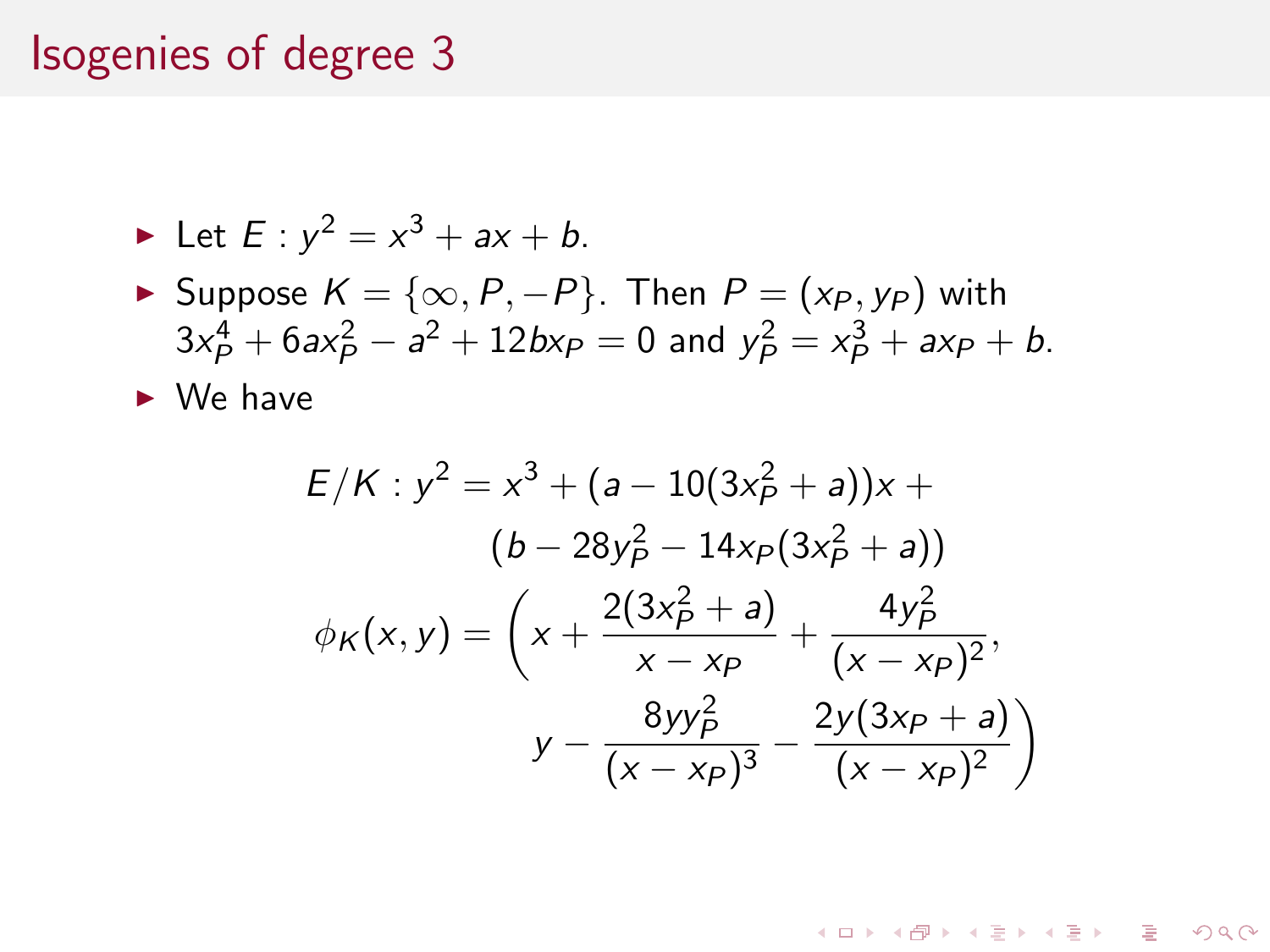# Isogenies of degree 3

- Let $E : y^2 = x^3 + ax + b$.
- Suppose $K = \{\infty, P, -P\}$. Then $P = (x_P, y_P)$ with $3x_P^4 + 6ax_P^2 - a^2 + 12bx_P = 0$ and $y_P^2 = x_P^3 + ax_P + b$.
- We have

$$
\begin{aligned}
E/K : y^2 = x^3 + (a - 10(3x_P^2 + a))x + \\
(b - 28y_P^2 - 14x_P(3x_P^2 + a))
\end{aligned}
$$

$$
\begin{aligned}
\phi_K(x, y) = \Bigg( x + \frac{2(3x_P^2 + a)}{x - x_P} + \frac{4y_P^2}{(x - x_P)^2}, \\
y - \frac{8yy_P^2}{(x - x_P)^3} - \frac{2y(3x_P + a)}{(x - x_P)^2} \Bigg)
\end{aligned}
$$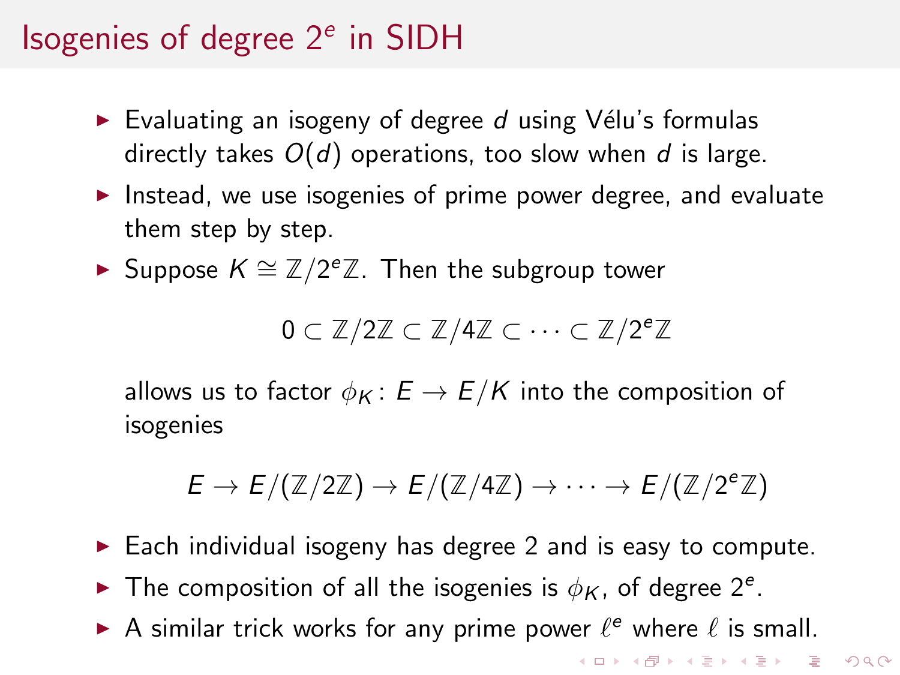# Isogenies of degree $2^e$ in SIDH

- Evaluating an isogeny of degree $d$ using Vélu's formulas directly takes $O(d)$ operations, too slow when $d$ is large.
- Instead, we use isogenies of prime power degree, and evaluate them step by step.
- Suppose $K \cong \mathbb{Z}/2^e\mathbb{Z}$. Then the subgroup tower

$$0 \subset \mathbb{Z}/2\mathbb{Z} \subset \mathbb{Z}/4\mathbb{Z} \subset \cdots \subset \mathbb{Z}/2^e\mathbb{Z}$$

  allows us to factor $\phi_K \colon E \to E/K$ into the composition of isogenies

$$E \to E/(\mathbb{Z}/2\mathbb{Z}) \to E/(\mathbb{Z}/4\mathbb{Z}) \to \cdots \to E/(\mathbb{Z}/2^e\mathbb{Z})$$

- Each individual isogeny has degree 2 and is easy to compute.
- The composition of all the isogenies is $\phi_K$, of degree $2^e$.
- A similar trick works for any prime power $\ell^e$ where $\ell$ is small.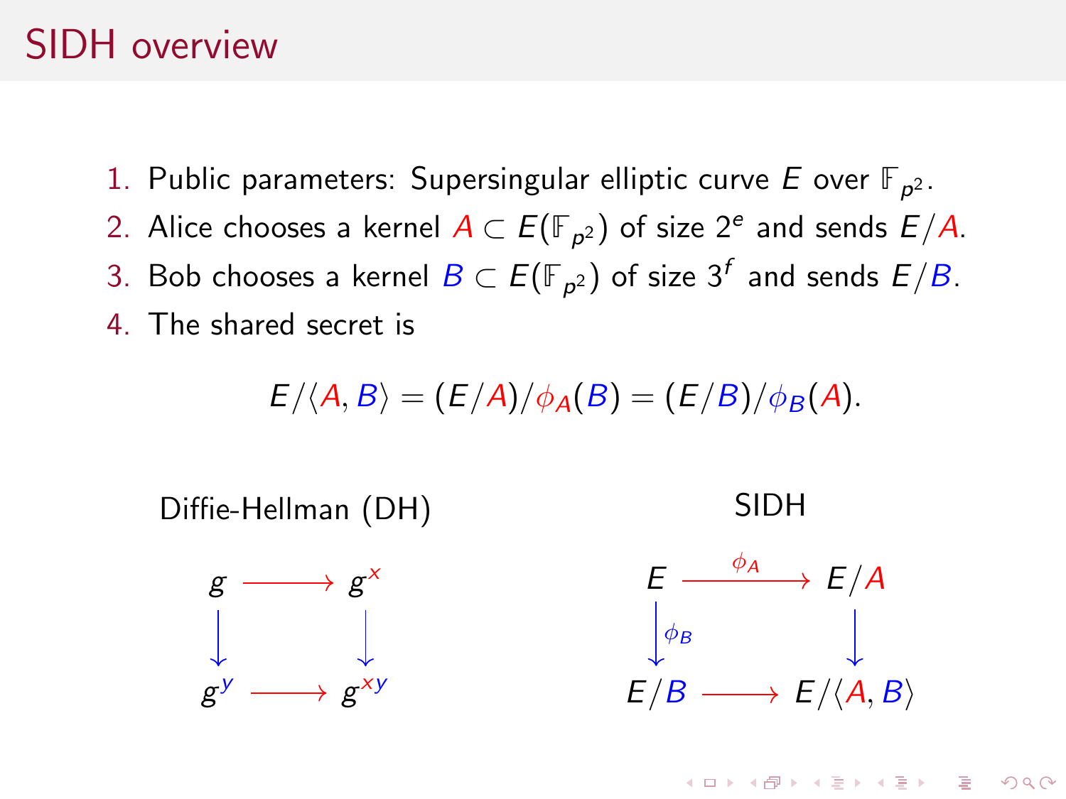# SIDH overview

1. Public parameters: Supersingular elliptic curve $E$ over $\mathbb{F}_{p^2}$.
2. Alice chooses a kernel $A \subset E(\mathbb{F}_{p^2})$ of size $2^e$ and sends $E/A$.
3. Bob chooses a kernel $B \subset E(\mathbb{F}_{p^2})$ of size $3^f$ and sends $E/B$.
4. The shared secret is

$$E/\langle A, B\rangle = (E/A)/\phi_A(B) = (E/B)/\phi_B(A).$$

Diffie-Hellman (DH)

$$\begin{array}{ccc} g & \longrightarrow & g^x \\ \downarrow & & \downarrow \\ g^y & \longrightarrow & g^{xy} \end{array}$$

SIDH

$$\begin{array}{ccc} E & \xrightarrow{\phi_A} & E/A \\ \downarrow{\scriptstyle \phi_B} & & \downarrow \\ E/B & \longrightarrow & E/\langle A, B\rangle \end{array}$$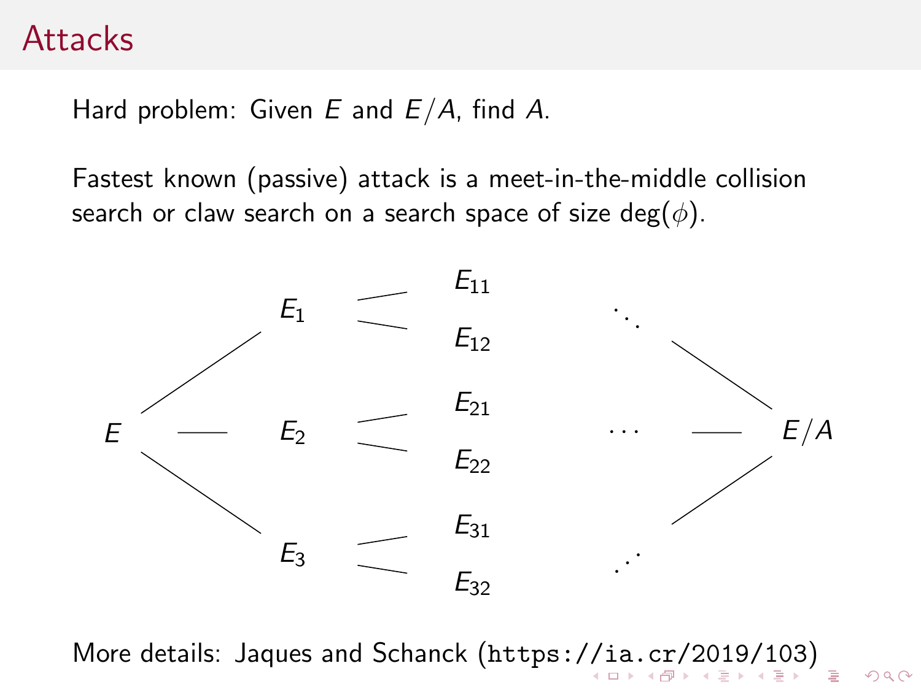# Attacks

Hard problem: Given $E$ and $E/A$, find $A$.

Fastest known (passive) attack is a meet-in-the-middle collision search or claw search on a search space of size $\deg(\phi)$.

$E$ — $E_1$, $E_2$, $E_3$; $E_1$ — $E_{11}$, $E_{12}$; $E_2$ — $E_{21}$, $E_{22}$; $E_3$ — $E_{31}$, $E_{32}$; $\cdots$ — $E/A$

More details: Jaques and Schanck (`https://ia.cr/2019/103`)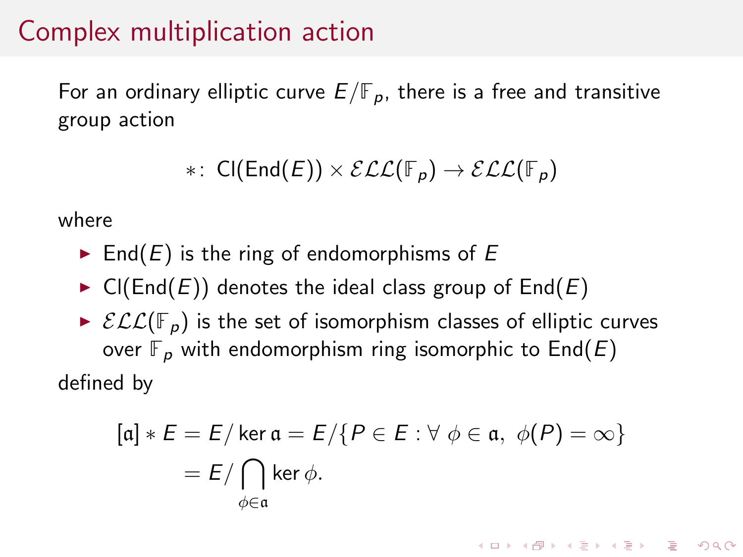# Complex multiplication action

For an ordinary elliptic curve $E/\mathbb{F}_p$, there is a free and transitive group action

$$*\colon\ \mathrm{Cl}(\mathrm{End}(E)) \times \mathcal{ELL}(\mathbb{F}_p) \to \mathcal{ELL}(\mathbb{F}_p)$$

where

- $\mathrm{End}(E)$ is the ring of endomorphisms of $E$
- $\mathrm{Cl}(\mathrm{End}(E))$ denotes the ideal class group of $\mathrm{End}(E)$
- $\mathcal{ELL}(\mathbb{F}_p)$ is the set of isomorphism classes of elliptic curves over $\mathbb{F}_p$ with endomorphism ring isomorphic to $\mathrm{End}(E)$

defined by

$$\begin{aligned}[\mathfrak{a}] * E &= E/\ker\mathfrak{a} = E/\{P \in E : \forall\ \phi \in \mathfrak{a},\ \phi(P) = \infty\} \\ &= E/\bigcap_{\phi\in\mathfrak{a}} \ker\phi.\end{aligned}$$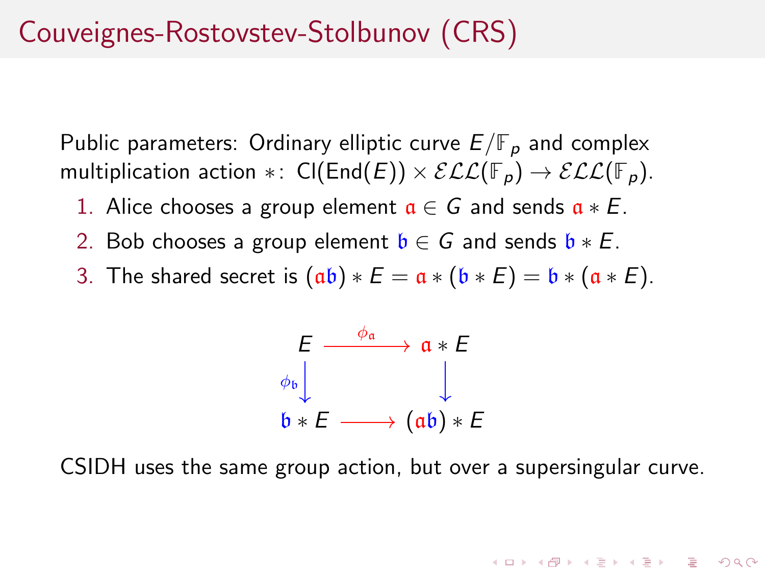# Couveignes-Rostovstev-Stolbunov (CRS)

Public parameters: Ordinary elliptic curve $E/\mathbb{F}_p$ and complex multiplication action $*$: $\mathrm{Cl}(\mathrm{End}(E)) \times \mathcal{ELL}(\mathbb{F}_p) \to \mathcal{ELL}(\mathbb{F}_p)$.

1. Alice chooses a group element $\mathfrak{a} \in G$ and sends $\mathfrak{a} * E$.
2. Bob chooses a group element $\mathfrak{b} \in G$ and sends $\mathfrak{b} * E$.
3. The shared secret is $(\mathfrak{a}\mathfrak{b}) * E = \mathfrak{a} * (\mathfrak{b} * E) = \mathfrak{b} * (\mathfrak{a} * E)$.

$$
\begin{array}{ccc}
E & \xrightarrow{\phi_{\mathfrak{a}}} & \mathfrak{a} * E \\
\phi_{\mathfrak{b}} \downarrow & & \downarrow \\
\mathfrak{b} * E & \longrightarrow & (\mathfrak{a}\mathfrak{b}) * E
\end{array}
$$

CSIDH uses the same group action, but over a supersingular curve.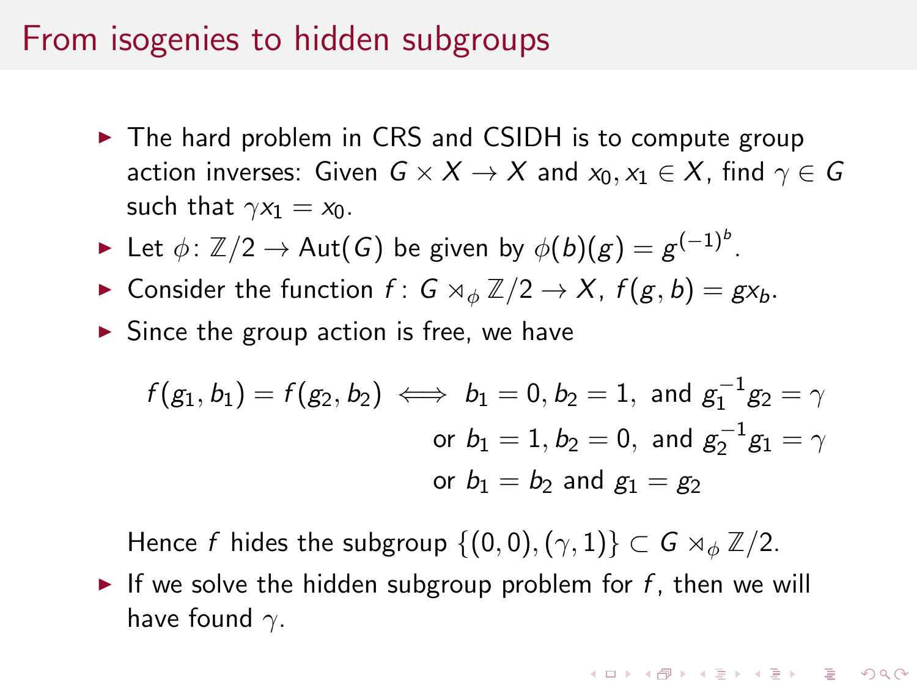# From isogenies to hidden subgroups

- The hard problem in CRS and CSIDH is to compute group action inverses: Given $G \times X \to X$ and $x_0, x_1 \in X$, find $\gamma \in G$ such that $\gamma x_1 = x_0$.
- Let $\phi \colon \mathbb{Z}/2 \to \mathrm{Aut}(G)$ be given by $\phi(b)(g) = g^{(-1)^b}$.
- Consider the function $f \colon G \rtimes_\phi \mathbb{Z}/2 \to X$, $f(g, b) = g x_b$.
- Since the group action is free, we have

$$
\begin{aligned}
f(g_1, b_1) = f(g_2, b_2) \iff & \; b_1 = 0, b_2 = 1, \text{ and } g_1^{-1} g_2 = \gamma \\
& \text{or } b_1 = 1, b_2 = 0, \text{ and } g_2^{-1} g_1 = \gamma \\
& \text{or } b_1 = b_2 \text{ and } g_1 = g_2
\end{aligned}
$$

  Hence $f$ hides the subgroup $\{(0,0), (\gamma, 1)\} \subset G \rtimes_\phi \mathbb{Z}/2$.
- If we solve the hidden subgroup problem for $f$, then we will have found $\gamma$.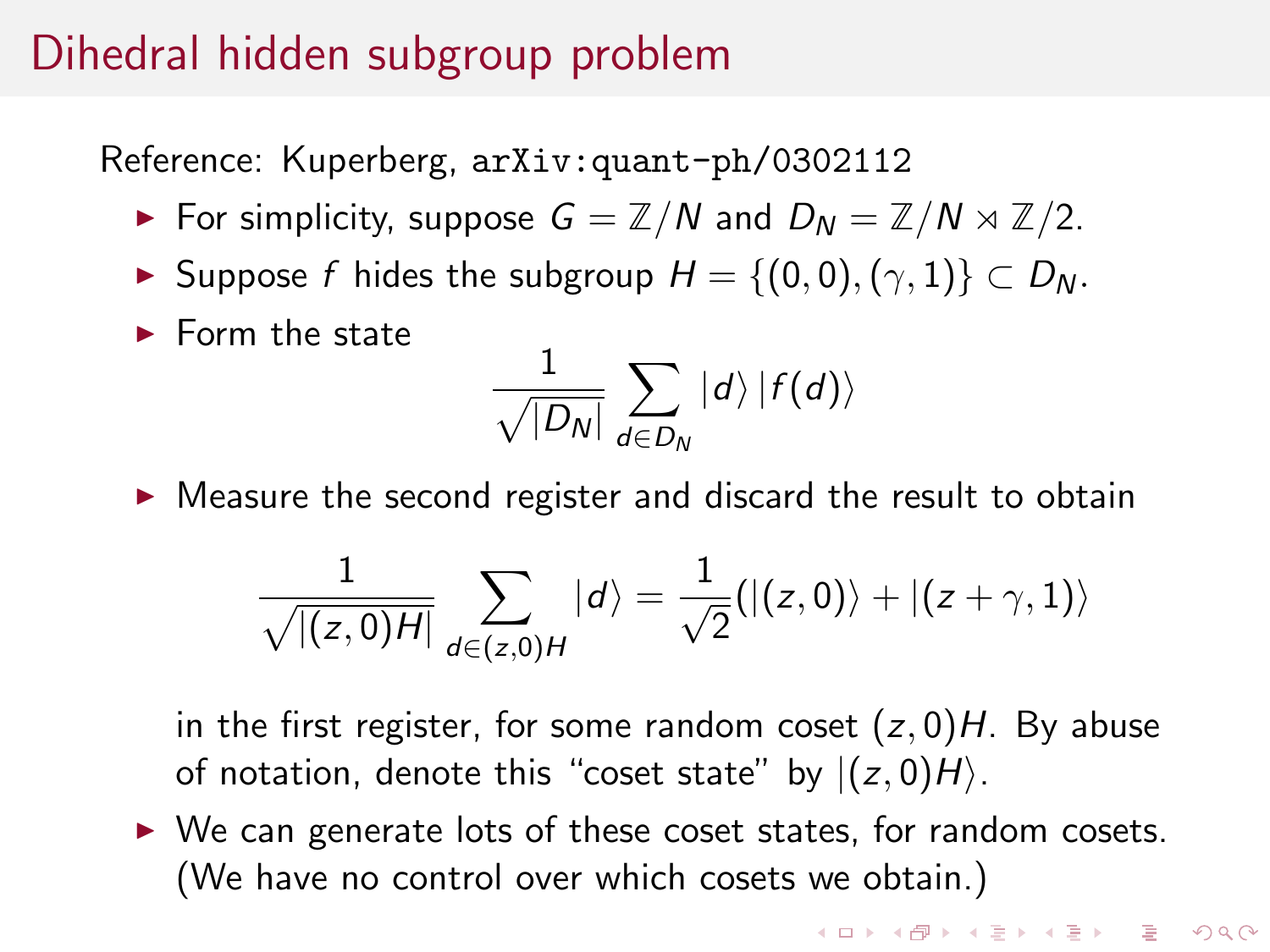# Dihedral hidden subgroup problem

Reference: Kuperberg, `arXiv:quant-ph/0302112`

- For simplicity, suppose $G = \mathbb{Z}/N$ and $D_N = \mathbb{Z}/N \rtimes \mathbb{Z}/2$.
- Suppose $f$ hides the subgroup $H = \{(0,0), (\gamma, 1)\} \subset D_N$.
- Form the state

$$\frac{1}{\sqrt{|D_N|}} \sum_{d \in D_N} |d\rangle\, |f(d)\rangle$$

- Measure the second register and discard the result to obtain

$$\frac{1}{\sqrt{|(z,0)H|}} \sum_{d \in (z,0)H} |d\rangle = \frac{1}{\sqrt{2}}(|(z,0)\rangle + |(z+\gamma, 1)\rangle$$

  in the first register, for some random coset $(z,0)H$. By abuse of notation, denote this "coset state" by $|(z,0)H\rangle$.

- We can generate lots of these coset states, for random cosets. (We have no control over which cosets we obtain.)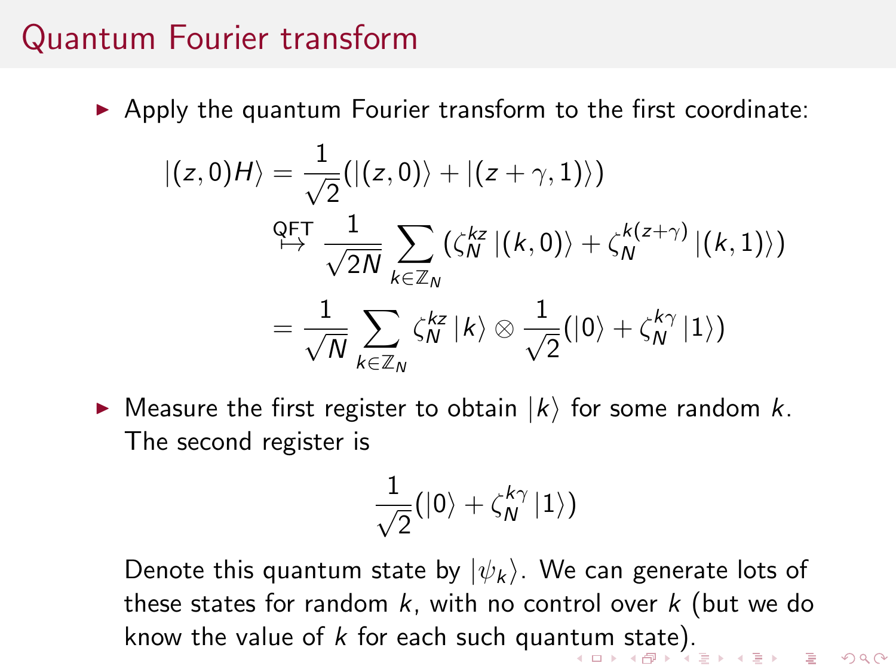# Quantum Fourier transform

- Apply the quantum Fourier transform to the first coordinate:

$$
\begin{aligned}
|(z,0)H\rangle &= \frac{1}{\sqrt{2}}(|(z,0)\rangle + |(z+\gamma,1)\rangle) \\
&\overset{\text{QFT}}{\mapsto} \frac{1}{\sqrt{2N}} \sum_{k \in \mathbb{Z}_N} (\zeta_N^{kz} |(k,0)\rangle + \zeta_N^{k(z+\gamma)} |(k,1)\rangle) \\
&= \frac{1}{\sqrt{N}} \sum_{k \in \mathbb{Z}_N} \zeta_N^{kz} |k\rangle \otimes \frac{1}{\sqrt{2}}(|0\rangle + \zeta_N^{k\gamma} |1\rangle)
\end{aligned}
$$

- Measure the first register to obtain $|k\rangle$ for some random $k$. The second register is

$$
\frac{1}{\sqrt{2}}(|0\rangle + \zeta_N^{k\gamma} |1\rangle)
$$

  Denote this quantum state by $|\psi_k\rangle$. We can generate lots of these states for random $k$, with no control over $k$ (but we do know the value of $k$ for each such quantum state).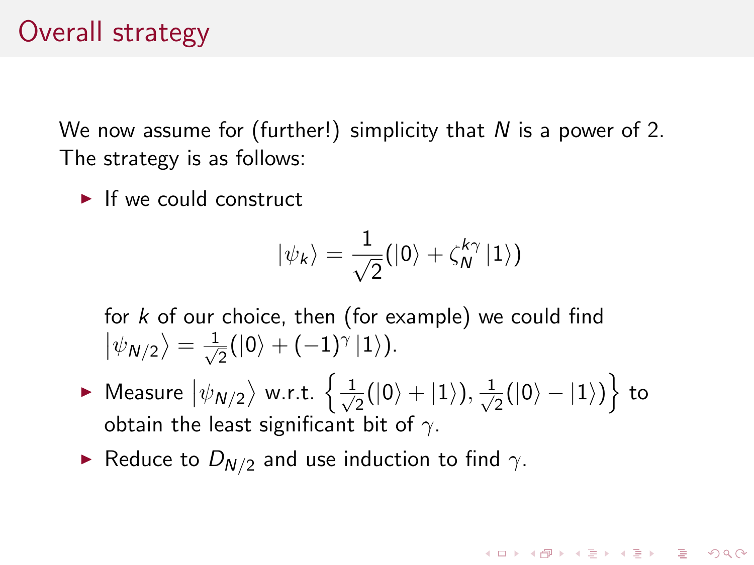# Overall strategy

We now assume for (further!) simplicity that $N$ is a power of 2. The strategy is as follows:

- If we could construct

$$|\psi_k\rangle = \frac{1}{\sqrt{2}}(|0\rangle + \zeta_N^{k\gamma}|1\rangle)$$

  for $k$ of our choice, then (for example) we could find $\left|\psi_{N/2}\right\rangle = \frac{1}{\sqrt{2}}(|0\rangle + (-1)^{\gamma}|1\rangle)$.

- Measure $\left|\psi_{N/2}\right\rangle$ w.r.t. $\left\{\frac{1}{\sqrt{2}}(|0\rangle + |1\rangle), \frac{1}{\sqrt{2}}(|0\rangle - |1\rangle)\right\}$ to obtain the least significant bit of $\gamma$.

- Reduce to $D_{N/2}$ and use induction to find $\gamma$.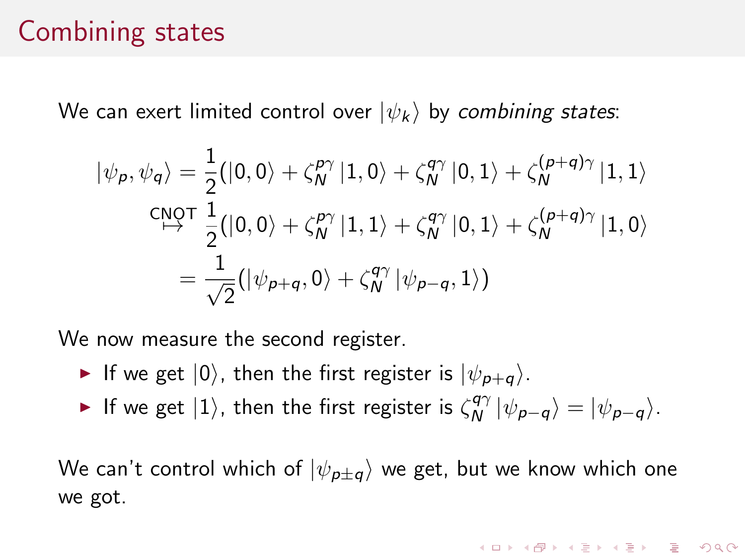# Combining states

We can exert limited control over $|\psi_k\rangle$ by *combining states*:

$$
\begin{aligned}
|\psi_p, \psi_q\rangle &= \frac{1}{2}(|0,0\rangle + \zeta_N^{p\gamma}|1,0\rangle + \zeta_N^{q\gamma}|0,1\rangle + \zeta_N^{(p+q)\gamma}|1,1\rangle \\
&\overset{\text{CNOT}}{\mapsto} \frac{1}{2}(|0,0\rangle + \zeta_N^{p\gamma}|1,1\rangle + \zeta_N^{q\gamma}|0,1\rangle + \zeta_N^{(p+q)\gamma}|1,0\rangle \\
&= \frac{1}{\sqrt{2}}(|\psi_{p+q}, 0\rangle + \zeta_N^{q\gamma}|\psi_{p-q}, 1\rangle)
\end{aligned}
$$

We now measure the second register.

- If we get $|0\rangle$, then the first register is $|\psi_{p+q}\rangle$.
- If we get $|1\rangle$, then the first register is $\zeta_N^{q\gamma}|\psi_{p-q}\rangle = |\psi_{p-q}\rangle$.

We can't control which of $|\psi_{p\pm q}\rangle$ we get, but we know which one we got.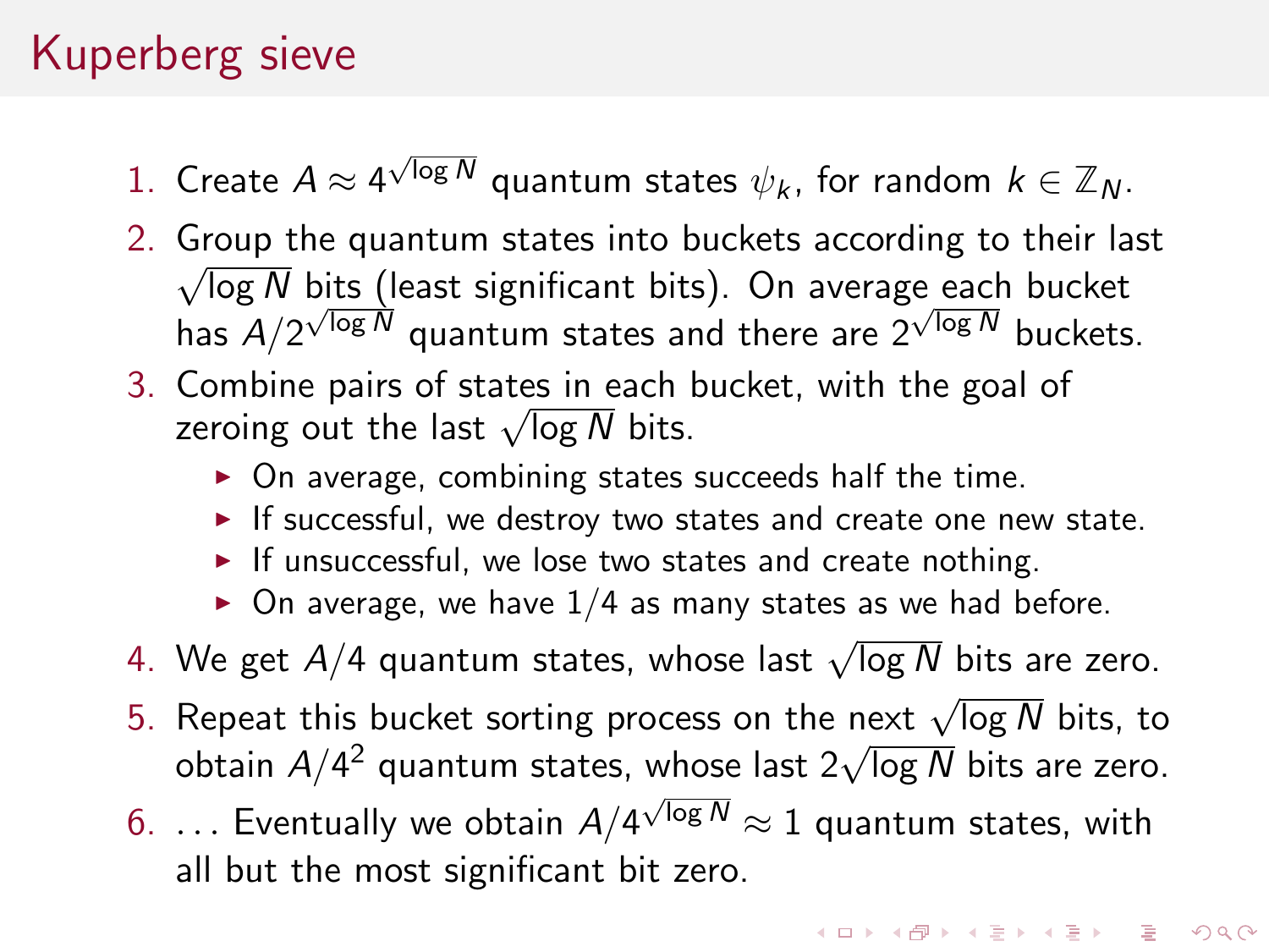# Kuperberg sieve

1. Create $A \approx 4^{\sqrt{\log N}}$ quantum states $\psi_k$, for random $k \in \mathbb{Z}_N$.
2. Group the quantum states into buckets according to their last $\sqrt{\log N}$ bits (least significant bits). On average each bucket has $A/2^{\sqrt{\log N}}$ quantum states and there are $2^{\sqrt{\log N}}$ buckets.
3. Combine pairs of states in each bucket, with the goal of zeroing out the last $\sqrt{\log N}$ bits.
   - On average, combining states succeeds half the time.
   - If successful, we destroy two states and create one new state.
   - If unsuccessful, we lose two states and create nothing.
   - On average, we have $1/4$ as many states as we had before.
4. We get $A/4$ quantum states, whose last $\sqrt{\log N}$ bits are zero.
5. Repeat this bucket sorting process on the next $\sqrt{\log N}$ bits, to obtain $A/4^2$ quantum states, whose last $2\sqrt{\log N}$ bits are zero.
6. . . . Eventually we obtain $A/4^{\sqrt{\log N}} \approx 1$ quantum states, with all but the most significant bit zero.